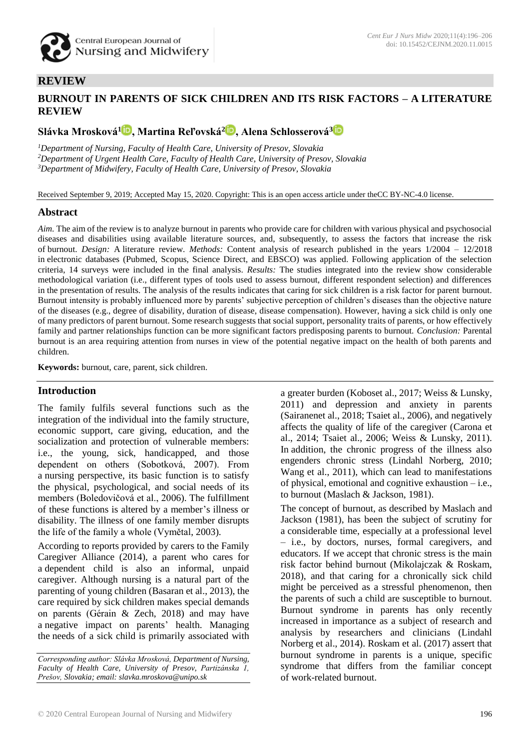## REVIEW

# BURNOUT IN PARENTS OF SICK CHILDREN AND ITS RISK FACTORS – A LITERATURE REVIEW

**Slávka Mrosková[1], Martina Reľovská[2], Alena Schlosserová[3]**

[1]Department of Nursing, Faculty of Health Care, University of Presov, Slovakia
[2]Department of Urgent Health Care, Faculty of Health Care, University of Presov, Slovakia
[3]Department of Midwifery, Faculty of Health Care, University of Presov, Slovakia

Received September 9, 2019; Accepted May 15, 2020. Copyright: This is an open access article under theCC BY-NC-4.0 license.

## Abstract

*Aim.* The aim of the review is to analyze burnout in parents who provide care for children with various physical and psychosocial diseases and disabilities using available literature sources, and, subsequently, to assess the factors that increase the risk of burnout. *Design:* A literature review. *Methods:* Content analysis of research published in the years 1/2004 – 12/2018 in electronic databases (Pubmed, Scopus, Science Direct, and EBSCO) was applied. Following application of the selection criteria, 14 surveys were included in the final analysis. *Results:* The studies integrated into the review show considerable methodological variation (i.e., different types of tools used to assess burnout, different respondent selection) and differences in the presentation of results. The analysis of the results indicates that caring for sick children is a risk factor for parent burnout. Burnout intensity is probably influenced more by parents' subjective perception of children's diseases than the objective nature of the diseases (e.g., degree of disability, duration of disease, disease compensation). However, having a sick child is only one of many predictors of parent burnout. Some research suggests that social support, personality traits of parents, or how effectively family and partner relationships function can be more significant factors predisposing parents to burnout. *Conclusion:* Parental burnout is an area requiring attention from nurses in view of the potential negative impact on the health of both parents and children.

**Keywords:** burnout, care, parent, sick children.

## Introduction

The family fulfils several functions such as the integration of the individual into the family structure, economic support, care giving, education, and the socialization and protection of vulnerable members: i.e., the young, sick, handicapped, and those dependent on others (Sobotková, 2007). From a nursing perspective, its basic function is to satisfy the physical, psychological, and social needs of its members (Boledovičová et al., 2006). The fulfillment of these functions is altered by a member's illness or disability. The illness of one family member disrupts the life of the family a whole (Vymětal, 2003).

According to reports provided by carers to the Family Caregiver Alliance (2014), a parent who cares for a dependent child is also an informal, unpaid caregiver. Although nursing is a natural part of the parenting of young children (Basaran et al., 2013), the care required by sick children makes special demands on parents (Gérain & Zech, 2018) and may have a negative impact on parents' health. Managing the needs of a sick child is primarily associated with a greater burden (Koboset al., 2017; Weiss & Lunsky, 2011) and depression and anxiety in parents (Sairanenet al., 2018; Tsaiet al., 2006), and negatively affects the quality of life of the caregiver (Carona et al., 2014; Tsaiet al., 2006; Weiss & Lunsky, 2011). In addition, the chronic progress of the illness also engenders chronic stress (Lindahl Norberg, 2010; Wang et al., 2011), which can lead to manifestations of physical, emotional and cognitive exhaustion – i.e., to burnout (Maslach & Jackson, 1981).

The concept of burnout, as described by Maslach and Jackson (1981), has been the subject of scrutiny for a considerable time, especially at a professional level – i.e., by doctors, nurses, formal caregivers, and educators. If we accept that chronic stress is the main risk factor behind burnout (Mikolajczak & Roskam, 2018), and that caring for a chronically sick child might be perceived as a stressful phenomenon, then the parents of such a child are susceptible to burnout. Burnout syndrome in parents has only recently increased in importance as a subject of research and analysis by researchers and clinicians (Lindahl Norberg et al., 2014). Roskam et al. (2017) assert that burnout syndrome in parents is a unique, specific syndrome that differs from the familiar concept of work-related burnout.

*Corresponding author: Slávka Mrosková, Department of Nursing, Faculty of Health Care, University of Presov, Partizánska 1, Prešov, Slovakia; email: slavka.mroskova@unipo.sk*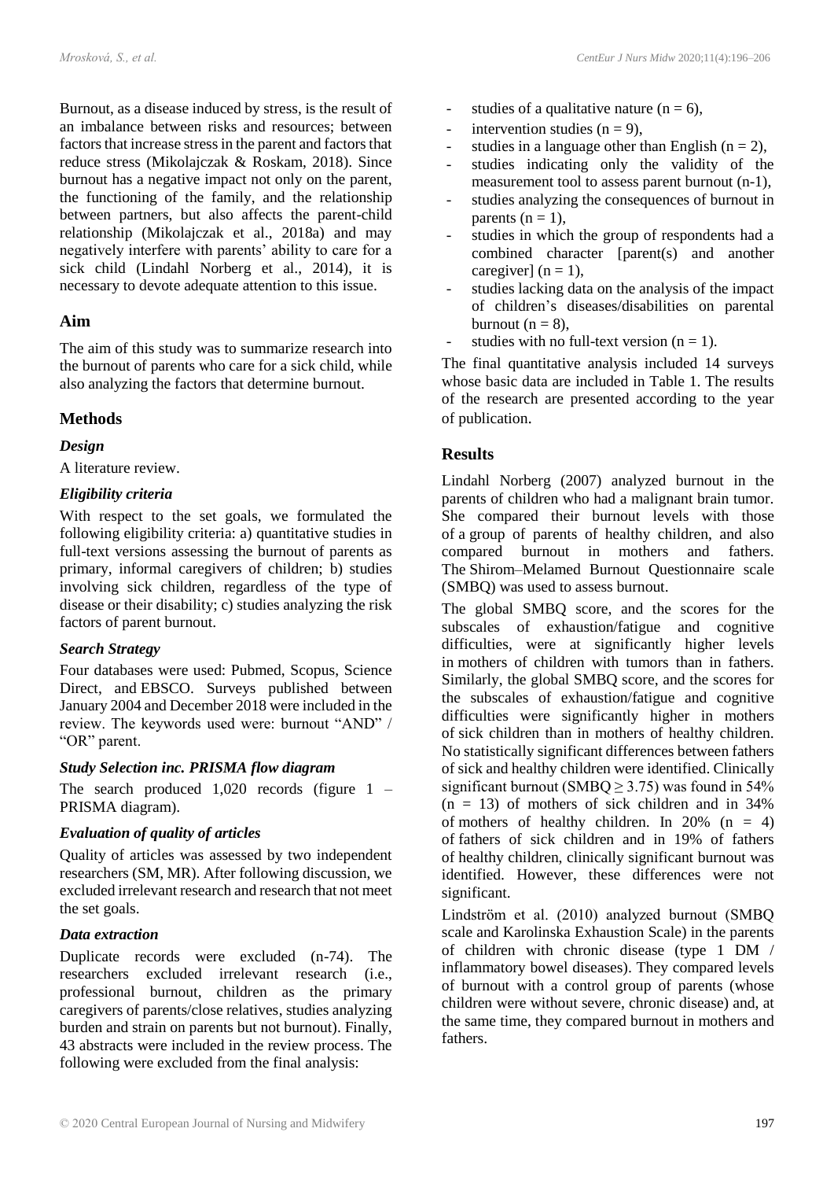Burnout, as a disease induced by stress, is the result of an imbalance between risks and resources; between factors that increase stress in the parent and factors that reduce stress (Mikolajczak & Roskam, 2018). Since burnout has a negative impact not only on the parent, the functioning of the family, and the relationship between partners, but also affects the parent-child relationship (Mikolajczak et al., 2018a) and may negatively interfere with parents' ability to care for a sick child (Lindahl Norberg et al., 2014), it is necessary to devote adequate attention to this issue.

## Aim

The aim of this study was to summarize research into the burnout of parents who care for a sick child, while also analyzing the factors that determine burnout.

## Methods

### *Design*

A literature review.

### *Eligibility criteria*

With respect to the set goals, we formulated the following eligibility criteria: a) quantitative studies in full-text versions assessing the burnout of parents as primary, informal caregivers of children; b) studies involving sick children, regardless of the type of disease or their disability; c) studies analyzing the risk factors of parent burnout.

### *Search Strategy*

Four databases were used: Pubmed, Scopus, Science Direct, and EBSCO. Surveys published between January 2004 and December 2018 were included in the review. The keywords used were: burnout "AND" / "OR" parent.

### *Study Selection inc. PRISMA flow diagram*

The search produced 1,020 records (figure 1 – PRISMA diagram).

### *Evaluation of quality of articles*

Quality of articles was assessed by two independent researchers (SM, MR). After following discussion, we excluded irrelevant research and research that not meet the set goals.

### *Data extraction*

Duplicate records were excluded (n-74). The researchers excluded irrelevant research (i.e., professional burnout, children as the primary caregivers of parents/close relatives, studies analyzing burden and strain on parents but not burnout). Finally, 43 abstracts were included in the review process. The following were excluded from the final analysis:

- studies of a qualitative nature (n = 6),
- intervention studies (n = 9),
- studies in a language other than English (n = 2),
- studies indicating only the validity of the measurement tool to assess parent burnout (n-1),
- studies analyzing the consequences of burnout in parents (n = 1),
- studies in which the group of respondents had a combined character [parent(s) and another caregiver] (n = 1),
- studies lacking data on the analysis of the impact of children's diseases/disabilities on parental burnout (n = 8),
- studies with no full-text version (n = 1).

The final quantitative analysis included 14 surveys whose basic data are included in Table 1. The results of the research are presented according to the year of publication.

## Results

Lindahl Norberg (2007) analyzed burnout in the parents of children who had a malignant brain tumor. She compared their burnout levels with those of a group of parents of healthy children, and also compared burnout in mothers and fathers. The Shirom–Melamed Burnout Questionnaire scale (SMBQ) was used to assess burnout.

The global SMBQ score, and the scores for the subscales of exhaustion/fatigue and cognitive difficulties, were at significantly higher levels in mothers of children with tumors than in fathers. Similarly, the global SMBQ score, and the scores for the subscales of exhaustion/fatigue and cognitive difficulties were significantly higher in mothers of sick children than in mothers of healthy children. No statistically significant differences between fathers of sick and healthy children were identified. Clinically significant burnout (SMBQ ≥ 3.75) was found in 54% (n = 13) of mothers of sick children and in 34% of mothers of healthy children. In 20% (n = 4) of fathers of sick children and in 19% of fathers of healthy children, clinically significant burnout was identified. However, these differences were not significant.

Lindström et al. (2010) analyzed burnout (SMBQ scale and Karolinska Exhaustion Scale) in the parents of children with chronic disease (type 1 DM / inflammatory bowel diseases). They compared levels of burnout with a control group of parents (whose children were without severe, chronic disease) and, at the same time, they compared burnout in mothers and fathers.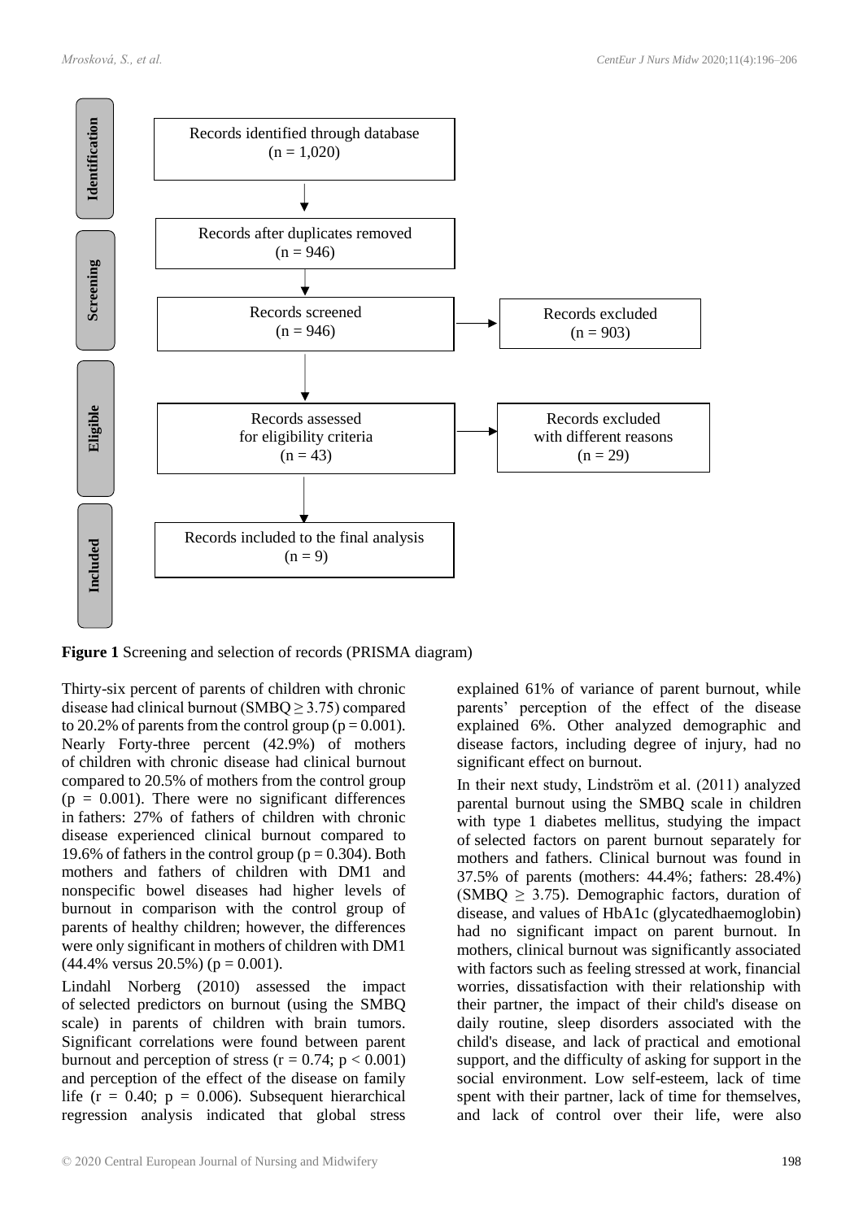Identification

Records identified through database (n = 1,020)

Records after duplicates removed (n = 946)

Screening

Records screened (n = 946)

Records excluded (n = 903)

Eligible

Records assessed for eligibility criteria (n = 43)

Records excluded with different reasons (n = 29)

Included

Records included to the final analysis (n = 9)

**Figure 1** Screening and selection of records (PRISMA diagram)

Thirty-six percent of parents of children with chronic disease had clinical burnout (SMBQ ≥ 3.75) compared to 20.2% of parents from the control group ($p = 0.001$). Nearly Forty-three percent (42.9%) of mothers of children with chronic disease had clinical burnout compared to 20.5% of mothers from the control group ($p = 0.001$). There were no significant differences in fathers: 27% of fathers of children with chronic disease experienced clinical burnout compared to 19.6% of fathers in the control group ($p = 0.304$). Both mothers and fathers of children with DM1 and nonspecific bowel diseases had higher levels of burnout in comparison with the control group of parents of healthy children; however, the differences were only significant in mothers of children with DM1 (44.4% versus 20.5%) ($p = 0.001$).

Lindahl Norberg (2010) assessed the impact of selected predictors on burnout (using the SMBQ scale) in parents of children with brain tumors. Significant correlations were found between parent burnout and perception of stress ($r = 0.74$; $p < 0.001$) and perception of the effect of the disease on family life ($r = 0.40$; $p = 0.006$). Subsequent hierarchical regression analysis indicated that global stress explained 61% of variance of parent burnout, while parents' perception of the effect of the disease explained 6%. Other analyzed demographic and disease factors, including degree of injury, had no significant effect on burnout.

In their next study, Lindström et al. (2011) analyzed parental burnout using the SMBQ scale in children with type 1 diabetes mellitus, studying the impact of selected factors on parent burnout separately for mothers and fathers. Clinical burnout was found in 37.5% of parents (mothers: 44.4%; fathers: 28.4%) (SMBQ ≥ 3.75). Demographic factors, duration of disease, and values of HbA1c (glycatedhaemoglobin) had no significant impact on parent burnout. In mothers, clinical burnout was significantly associated with factors such as feeling stressed at work, financial worries, dissatisfaction with their relationship with their partner, the impact of their child's disease on daily routine, sleep disorders associated with the child's disease, and lack of practical and emotional support, and the difficulty of asking for support in the social environment. Low self-esteem, lack of time spent with their partner, lack of time for themselves, and lack of control over their life, were also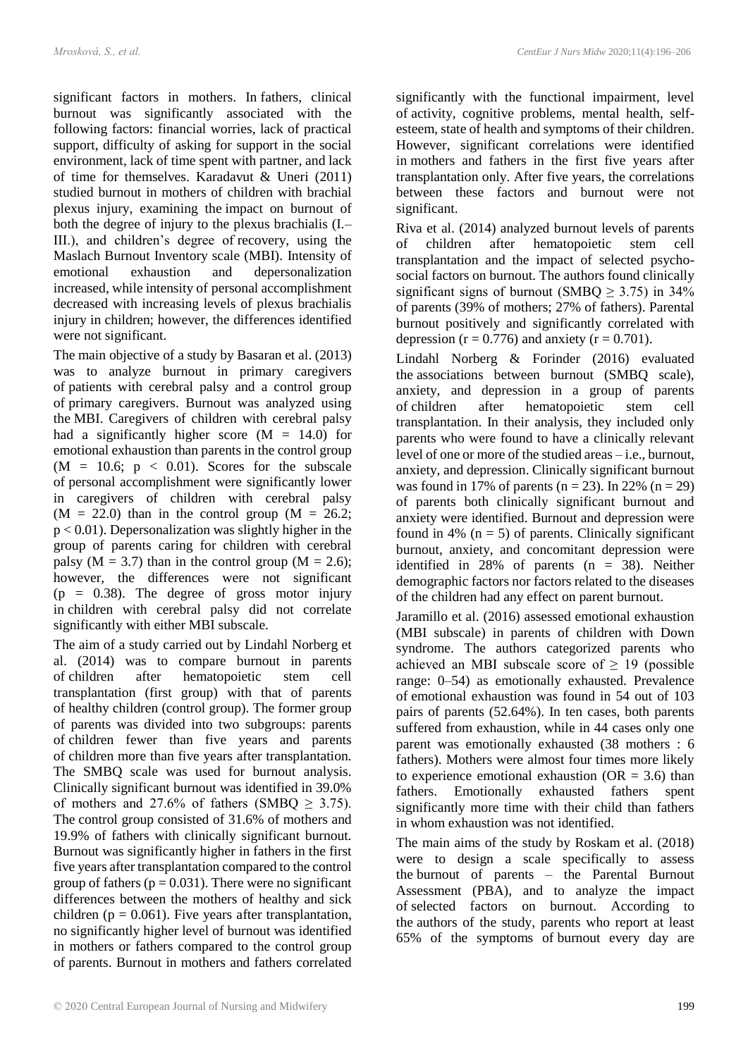significant factors in mothers. In fathers, clinical burnout was significantly associated with the following factors: financial worries, lack of practical support, difficulty of asking for support in the social environment, lack of time spent with partner, and lack of time for themselves. Karadavut & Uneri (2011) studied burnout in mothers of children with brachial plexus injury, examining the impact on burnout of both the degree of injury to the plexus brachialis (I.–III.), and children's degree of recovery, using the Maslach Burnout Inventory scale (MBI). Intensity of emotional exhaustion and depersonalization increased, while intensity of personal accomplishment decreased with increasing levels of plexus brachialis injury in children; however, the differences identified were not significant.

The main objective of a study by Basaran et al. (2013) was to analyze burnout in primary caregivers of patients with cerebral palsy and a control group of primary caregivers. Burnout was analyzed using the MBI. Caregivers of children with cerebral palsy had a significantly higher score ($M = 14.0$) for emotional exhaustion than parents in the control group ($M = 10.6$; $p < 0.01$). Scores for the subscale of personal accomplishment were significantly lower in caregivers of children with cerebral palsy ($M = 22.0$) than in the control group ($M = 26.2$; $p < 0.01$). Depersonalization was slightly higher in the group of parents caring for children with cerebral palsy ($M = 3.7$) than in the control group ($M = 2.6$); however, the differences were not significant ($p = 0.38$). The degree of gross motor injury in children with cerebral palsy did not correlate significantly with either MBI subscale.

The aim of a study carried out by Lindahl Norberg et al. (2014) was to compare burnout in parents of children after hematopoietic stem cell transplantation (first group) with that of parents of healthy children (control group). The former group of parents was divided into two subgroups: parents of children fewer than five years and parents of children more than five years after transplantation. The SMBQ scale was used for burnout analysis. Clinically significant burnout was identified in 39.0% of mothers and 27.6% of fathers (SMBQ $\geq 3.75$). The control group consisted of 31.6% of mothers and 19.9% of fathers with clinically significant burnout. Burnout was significantly higher in fathers in the first five years after transplantation compared to the control group of fathers ($p = 0.031$). There were no significant differences between the mothers of healthy and sick children ($p = 0.061$). Five years after transplantation, no significantly higher level of burnout was identified in mothers or fathers compared to the control group of parents. Burnout in mothers and fathers correlated significantly with the functional impairment, level of activity, cognitive problems, mental health, self-esteem, state of health and symptoms of their children. However, significant correlations were identified in mothers and fathers in the first five years after transplantation only. After five years, the correlations between these factors and burnout were not significant.

Riva et al. (2014) analyzed burnout levels of parents of children after hematopoietic stem cell transplantation and the impact of selected psycho-social factors on burnout. The authors found clinically significant signs of burnout (SMBQ $\geq 3.75$) in 34% of parents (39% of mothers; 27% of fathers). Parental burnout positively and significantly correlated with depression ($r = 0.776$) and anxiety ($r = 0.701$).

Lindahl Norberg & Forinder (2016) evaluated the associations between burnout (SMBQ scale), anxiety, and depression in a group of parents of children after hematopoietic stem cell transplantation. In their analysis, they included only parents who were found to have a clinically relevant level of one or more of the studied areas – i.e., burnout, anxiety, and depression. Clinically significant burnout was found in 17% of parents ($n = 23$). In 22% ($n = 29$) of parents both clinically significant burnout and anxiety were identified. Burnout and depression were found in 4% ($n = 5$) of parents. Clinically significant burnout, anxiety, and concomitant depression were identified in 28% of parents ($n = 38$). Neither demographic factors nor factors related to the diseases of the children had any effect on parent burnout.

Jaramillo et al. (2016) assessed emotional exhaustion (MBI subscale) in parents of children with Down syndrome. The authors categorized parents who achieved an MBI subscale score of $\geq 19$ (possible range: 0–54) as emotionally exhausted. Prevalence of emotional exhaustion was found in 54 out of 103 pairs of parents (52.64%). In ten cases, both parents suffered from exhaustion, while in 44 cases only one parent was emotionally exhausted (38 mothers : 6 fathers). Mothers were almost four times more likely to experience emotional exhaustion ($OR = 3.6$) than fathers. Emotionally exhausted fathers spent significantly more time with their child than fathers in whom exhaustion was not identified.

The main aims of the study by Roskam et al. (2018) were to design a scale specifically to assess the burnout of parents – the Parental Burnout Assessment (PBA), and to analyze the impact of selected factors on burnout. According to the authors of the study, parents who report at least 65% of the symptoms of burnout every day are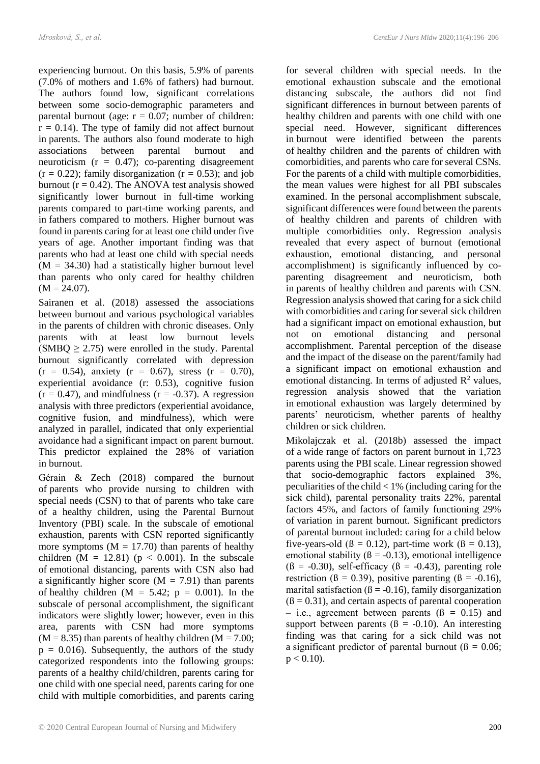experiencing burnout. On this basis, 5.9% of parents (7.0% of mothers and 1.6% of fathers) had burnout. The authors found low, significant correlations between some socio-demographic parameters and parental burnout (age: $r = 0.07$; number of children: $r = 0.14$). The type of family did not affect burnout in parents. The authors also found moderate to high associations between parental burnout and neuroticism ($r = 0.47$); co-parenting disagreement ($r = 0.22$); family disorganization ($r = 0.53$); and job burnout ($r = 0.42$). The ANOVA test analysis showed significantly lower burnout in full-time working parents compared to part-time working parents, and in fathers compared to mothers. Higher burnout was found in parents caring for at least one child under five years of age. Another important finding was that parents who had at least one child with special needs ($M = 34.30$) had a statistically higher burnout level than parents who only cared for healthy children ($M = 24.07$).

Sairanen et al. (2018) assessed the associations between burnout and various psychological variables in the parents of children with chronic diseases. Only parents with at least low burnout levels (SMBQ $\geq 2.75$) were enrolled in the study. Parental burnout significantly correlated with depression ($r = 0.54$), anxiety ($r = 0.67$), stress ($r = 0.70$), experiential avoidance (r: 0.53), cognitive fusion ($r = 0.47$), and mindfulness ($r = -0.37$). A regression analysis with three predictors (experiential avoidance, cognitive fusion, and mindfulness), which were analyzed in parallel, indicated that only experiential avoidance had a significant impact on parent burnout. This predictor explained the 28% of variation in burnout.

Gérain & Zech (2018) compared the burnout of parents who provide nursing to children with special needs (CSN) to that of parents who take care of a healthy children, using the Parental Burnout Inventory (PBI) scale. In the subscale of emotional exhaustion, parents with CSN reported significantly more symptoms ($M = 17.70$) than parents of healthy children ($M = 12.81$) ($p < 0.001$). In the subscale of emotional distancing, parents with CSN also had a significantly higher score ($M = 7.91$) than parents of healthy children ($M = 5.42$; $p = 0.001$). In the subscale of personal accomplishment, the significant indicators were slightly lower; however, even in this area, parents with CSN had more symptoms ($M = 8.35$) than parents of healthy children ($M = 7.00$; $p = 0.016$). Subsequently, the authors of the study categorized respondents into the following groups: parents of a healthy child/children, parents caring for one child with one special need, parents caring for one child with multiple comorbidities, and parents caring for several children with special needs. In the emotional exhaustion subscale and the emotional distancing subscale, the authors did not find significant differences in burnout between parents of healthy children and parents with one child with one special need. However, significant differences in burnout were identified between the parents of healthy children and the parents of children with comorbidities, and parents who care for several CSNs. For the parents of a child with multiple comorbidities, the mean values were highest for all PBI subscales examined. In the personal accomplishment subscale, significant differences were found between the parents of healthy children and parents of children with multiple comorbidities only. Regression analysis revealed that every aspect of burnout (emotional exhaustion, emotional distancing, and personal accomplishment) is significantly influenced by co-parenting disagreement and neuroticism, both in parents of healthy children and parents with CSN. Regression analysis showed that caring for a sick child with comorbidities and caring for several sick children had a significant impact on emotional exhaustion, but not on emotional distancing and personal accomplishment. Parental perception of the disease and the impact of the disease on the parent/family had a significant impact on emotional exhaustion and emotional distancing. In terms of adjusted $R^2$ values, regression analysis showed that the variation in emotional exhaustion was largely determined by parents' neuroticism, whether parents of healthy children or sick children.

Mikolajczak et al. (2018b) assessed the impact of a wide range of factors on parent burnout in 1,723 parents using the PBI scale. Linear regression showed that socio-demographic factors explained 3%, peculiarities of the child < 1% (including caring for the sick child), parental personality traits 22%, parental factors 45%, and factors of family functioning 29% of variation in parent burnout. Significant predictors of parental burnout included: caring for a child below five-years-old ($ß = 0.12$), part-time work ($ß = 0.13$), emotional stability ($ß = -0.13$), emotional intelligence ($ß = -0.30$), self-efficacy ($ß = -0.43$), parenting role restriction ($ß = 0.39$), positive parenting ($ß = -0.16$), marital satisfaction ($ß = -0.16$), family disorganization ($ß = 0.31$), and certain aspects of parental cooperation – i.e., agreement between parents ($ß = 0.15$) and support between parents ($ß = -0.10$). An interesting finding was that caring for a sick child was not a significant predictor of parental burnout ($ß = 0.06$; $p < 0.10$).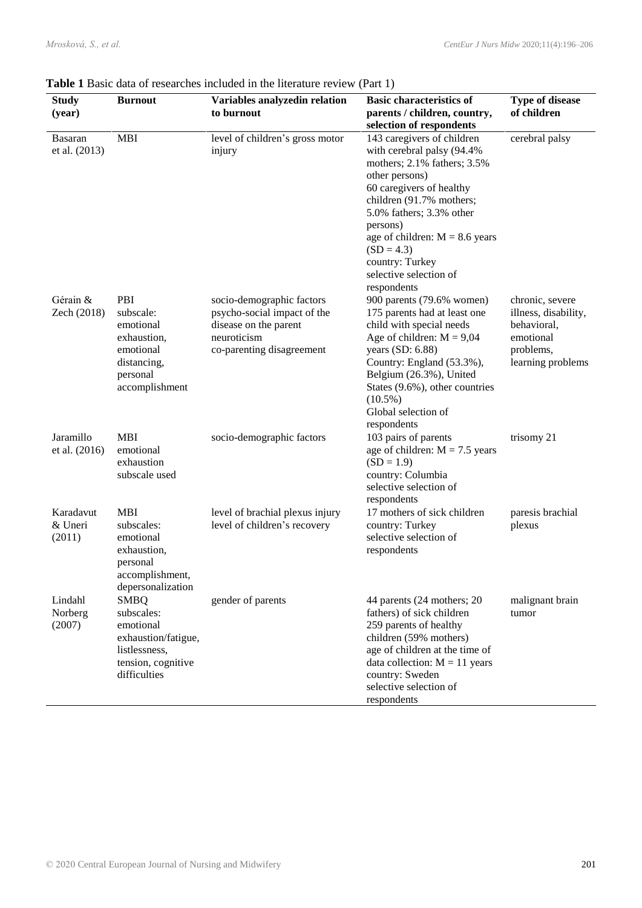**Table 1** Basic data of researches included in the literature review (Part 1)

| Study (year) | Burnout | Variables analyzedin relation to burnout | Basic characteristics of parents / children, country, selection of respondents | Type of disease of children |
|---|---|---|---|---|
| Basaran et al. (2013) | MBI | level of children's gross motor injury | 143 caregivers of children with cerebral palsy (94.4% mothers; 2.1% fathers; 3.5% other persons)<br>60 caregivers of healthy children (91.7% mothers; 5.0% fathers; 3.3% other persons)<br>age of children: M = 8.6 years (SD = 4.3)<br>country: Turkey<br>selective selection of respondents | cerebral palsy |
| Gérain & Zech (2018) | PBI<br>subscale:<br>emotional exhaustion,<br>emotional distancing,<br>personal accomplishment | socio-demographic factors<br>psycho-social impact of the disease on the parent<br>neuroticism<br>co-parenting disagreement | 900 parents (79.6% women)<br>175 parents had at least one child with special needs<br>Age of children: M = 9,04 years (SD: 6.88)<br>Country: England (53.3%), Belgium (26.3%), United States (9.6%), other countries (10.5%)<br>Global selection of respondents | chronic, severe illness, disability, behavioral, emotional problems, learning problems |
| Jaramillo et al. (2016) | MBI<br>emotional exhaustion subscale used | socio-demographic factors | 103 pairs of parents<br>age of children: M = 7.5 years (SD = 1.9)<br>country: Columbia<br>selective selection of respondents | trisomy 21 |
| Karadavut & Uneri (2011) | MBI<br>subscales:<br>emotional exhaustion,<br>personal accomplishment,<br>depersonalization | level of brachial plexus injury<br>level of children's recovery | 17 mothers of sick children<br>country: Turkey<br>selective selection of respondents | paresis brachial plexus |
| Lindahl Norberg (2007) | SMBQ<br>subscales:<br>emotional exhaustion/fatigue,<br>listlessness,<br>tension, cognitive difficulties | gender of parents | 44 parents (24 mothers; 20 fathers) of sick children<br>259 parents of healthy children (59% mothers)<br>age of children at the time of data collection: M = 11 years<br>country: Sweden<br>selective selection of respondents | malignant brain tumor |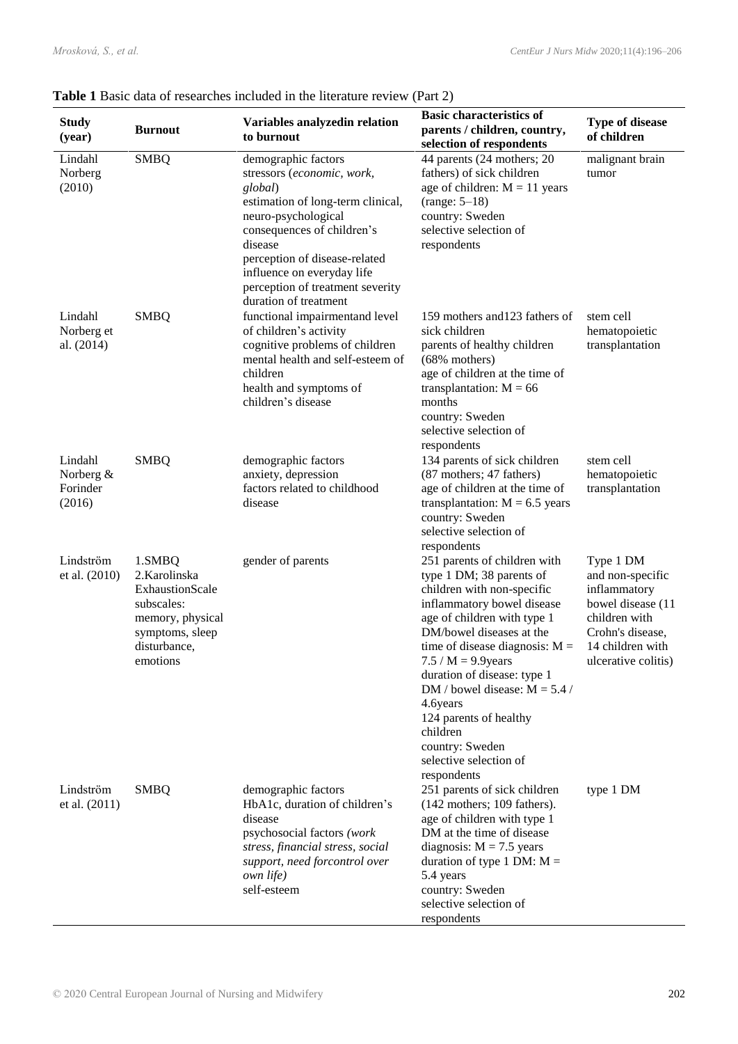**Table 1** Basic data of researches included in the literature review (Part 2)

| Study (year) | Burnout | Variables analyzedin relation to burnout | Basic characteristics of parents / children, country, selection of respondents | Type of disease of children |
|---|---|---|---|---|
| Lindahl Norberg (2010) | SMBQ | demographic factors<br>stressors (*economic, work, global*)<br>estimation of long-term clinical, neuro-psychological consequences of children's disease<br>perception of disease-related influence on everyday life<br>perception of treatment severity<br>duration of treatment | 44 parents (24 mothers; 20 fathers) of sick children<br>age of children: M = 11 years (range: 5–18)<br>country: Sweden<br>selective selection of respondents | malignant brain tumor |
| Lindahl Norberg et al. (2014) | SMBQ | functional impairmentand level of children's activity<br>cognitive problems of children<br>mental health and self-esteem of children<br>health and symptoms of children's disease | 159 mothers and123 fathers of sick children<br>parents of healthy children (68% mothers)<br>age of children at the time of transplantation: M = 66 months<br>country: Sweden<br>selective selection of respondents | stem cell hematopoietic transplantation |
| Lindahl Norberg & Forinder (2016) | SMBQ | demographic factors<br>anxiety, depression<br>factors related to childhood disease | 134 parents of sick children (87 mothers; 47 fathers)<br>age of children at the time of transplantation: M = 6.5 years<br>country: Sweden<br>selective selection of respondents | stem cell hematopoietic transplantation |
| Lindström et al. (2010) | 1.SMBQ<br>2.Karolinska ExhaustionScale subscales: memory, physical symptoms, sleep disturbance, emotions | gender of parents | 251 parents of children with type 1 DM; 38 parents of children with non-specific inflammatory bowel disease<br>age of children with type 1 DM/bowel diseases at the time of disease diagnosis: M = 7.5 / M = 9.9years<br>duration of disease: type 1 DM / bowel disease: M = 5.4 / 4.6years<br>124 parents of healthy children<br>country: Sweden<br>selective selection of respondents | Type 1 DM and non-specific inflammatory bowel disease (11 children with Crohn's disease, 14 children with ulcerative colitis) |
| Lindström et al. (2011) | SMBQ | demographic factors<br>HbA1c, duration of children's disease<br>psychosocial factors *(work stress, financial stress, social support, need forcontrol over own life)*<br>self-esteem | 251 parents of sick children (142 mothers; 109 fathers).<br>age of children with type 1 DM at the time of disease diagnosis: M = 7.5 years<br>duration of type 1 DM: M = 5.4 years<br>country: Sweden<br>selective selection of respondents | type 1 DM |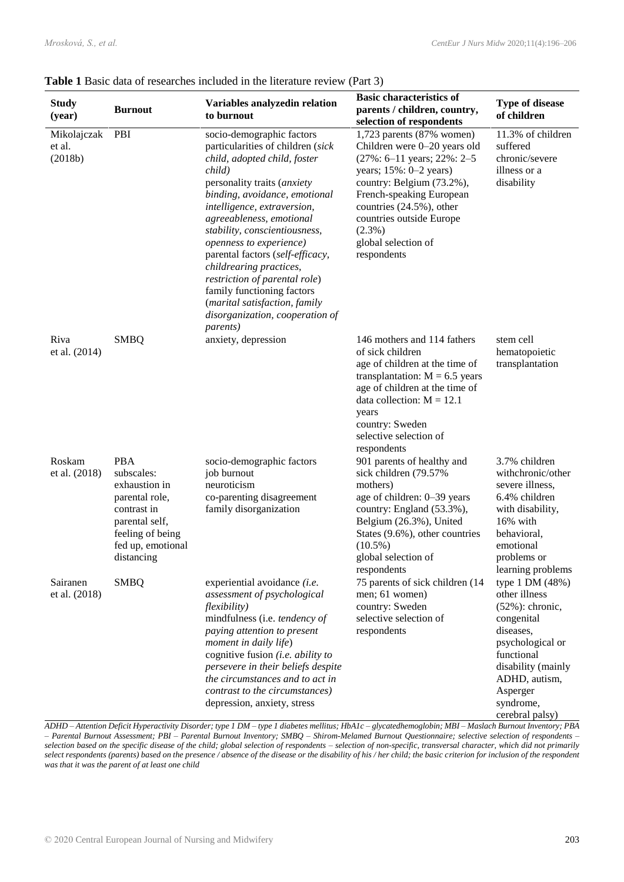**Table 1** Basic data of researches included in the literature review (Part 3)

| Study (year) | Burnout | Variables analyzedin relation to burnout | Basic characteristics of parents / children, country, selection of respondents | Type of disease of children |
|---|---|---|---|---|
| Mikolajczak et al. (2018b) | PBI | socio-demographic factors<br>particularities of children (*sick child, adopted child, foster child)*<br>personality traits (*anxiety binding, avoidance, emotional intelligence, extraversion, agreeableness, emotional stability, conscientiousness, openness to experience)*<br>parental factors (*self-efficacy, childrearing practices, restriction of parental role*)<br>family functioning factors (*marital satisfaction, family disorganization, cooperation of parents)* | 1,723 parents (87% women)<br>Children were 0–20 years old (27%: 6–11 years; 22%: 2–5 years; 15%: 0–2 years)<br>country: Belgium (73.2%), French-speaking European countries (24.5%), other countries outside Europe (2.3%)<br>global selection of respondents | 11.3% of children suffered chronic/severe illness or a disability |
| Riva et al. (2014) | SMBQ | anxiety, depression | 146 mothers and 114 fathers of sick children<br>age of children at the time of transplantation: M = 6.5 years<br>age of children at the time of data collection: M = 12.1 years<br>country: Sweden<br>selective selection of respondents | stem cell hematopoietic transplantation |
| Roskam et al. (2018) | PBA subscales: exhaustion in parental role, contrast in parental self, feeling of being fed up, emotional distancing | socio-demographic factors<br>job burnout<br>neuroticism<br>co-parenting disagreement<br>family disorganization | 901 parents of healthy and sick children (79.57% mothers)<br>age of children: 0–39 years<br>country: England (53.3%), Belgium (26.3%), United States (9.6%), other countries (10.5%)<br>global selection of respondents | 3.7% children withchronic/other severe illness, 6.4% children with disability, 16% with behavioral, emotional problems or learning problems |
| Sairanen et al. (2018) | SMBQ | experiential avoidance *(i.e. assessment of psychological flexibility)*<br>mindfulness (i.e. *tendency of paying attention to present moment in daily life*)<br>cognitive fusion *(i.e. ability to persevere in their beliefs despite the circumstances and to act in contrast to the circumstances)*<br>depression, anxiety, stress | 75 parents of sick children (14 men; 61 women)<br>country: Sweden<br>selective selection of respondents | type 1 DM (48%) other illness (52%): chronic, congenital diseases, psychological or functional disability (mainly ADHD, autism, Asperger syndrome, cerebral palsy) |

*ADHD – Attention Deficit Hyperactivity Disorder; type 1 DM – type 1 diabetes mellitus; HbA1c – glycatedhemoglobin; MBI – Maslach Burnout Inventory; PBA – Parental Burnout Assessment; PBI – Parental Burnout Inventory; SMBQ – Shirom-Melamed Burnout Questionnaire; selective selection of respondents – selection based on the specific disease of the child; global selection of respondents – selection of non-specific, transversal character, which did not primarily select respondents (parents) based on the presence / absence of the disease or the disability of his / her child; the basic criterion for inclusion of the respondent was that it was the parent of at least one child*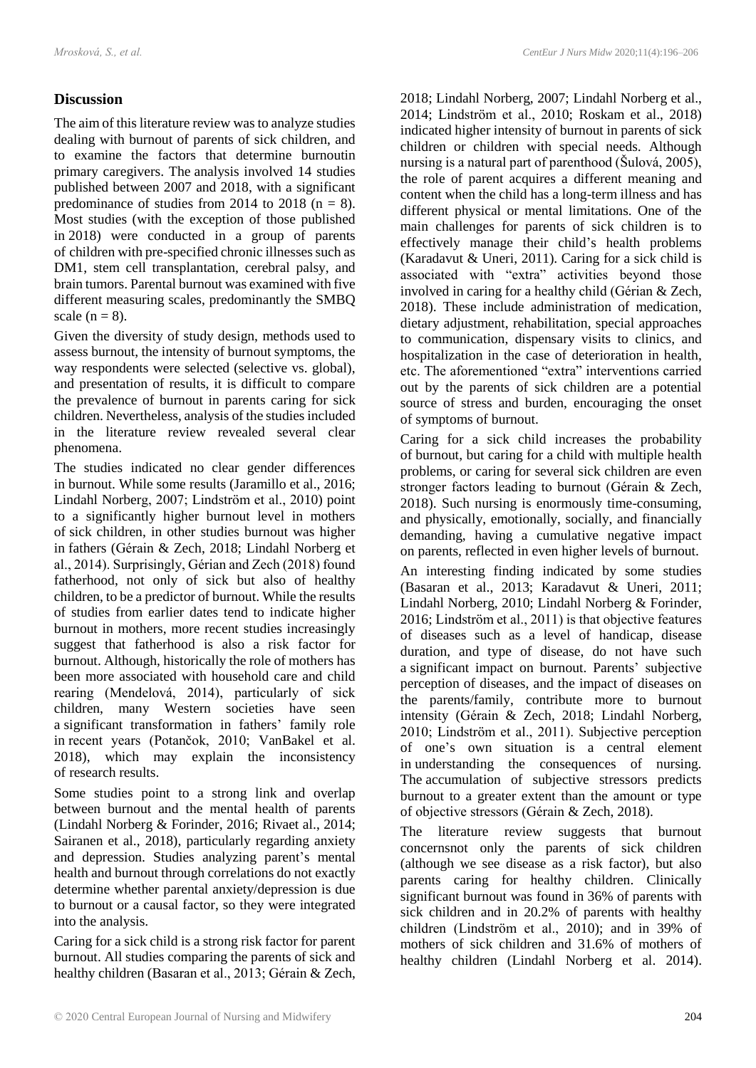## Discussion

The aim of this literature review was to analyze studies dealing with burnout of parents of sick children, and to examine the factors that determine burnoutin primary caregivers. The analysis involved 14 studies published between 2007 and 2018, with a significant predominance of studies from 2014 to 2018 (n = 8). Most studies (with the exception of those published in 2018) were conducted in a group of parents of children with pre-specified chronic illnesses such as DM1, stem cell transplantation, cerebral palsy, and brain tumors. Parental burnout was examined with five different measuring scales, predominantly the SMBQ scale (n = 8).

Given the diversity of study design, methods used to assess burnout, the intensity of burnout symptoms, the way respondents were selected (selective vs. global), and presentation of results, it is difficult to compare the prevalence of burnout in parents caring for sick children. Nevertheless, analysis of the studies included in the literature review revealed several clear phenomena.

The studies indicated no clear gender differences in burnout. While some results (Jaramillo et al., 2016; Lindahl Norberg, 2007; Lindström et al., 2010) point to a significantly higher burnout level in mothers of sick children, in other studies burnout was higher in fathers (Gérain & Zech, 2018; Lindahl Norberg et al., 2014). Surprisingly, Gérian and Zech (2018) found fatherhood, not only of sick but also of healthy children, to be a predictor of burnout. While the results of studies from earlier dates tend to indicate higher burnout in mothers, more recent studies increasingly suggest that fatherhood is also a risk factor for burnout. Although, historically the role of mothers has been more associated with household care and child rearing (Mendelová, 2014), particularly of sick children, many Western societies have seen a significant transformation in fathers' family role in recent years (Potančok, 2010; VanBakel et al. 2018), which may explain the inconsistency of research results.

Some studies point to a strong link and overlap between burnout and the mental health of parents (Lindahl Norberg & Forinder, 2016; Rivaet al., 2014; Sairanen et al., 2018), particularly regarding anxiety and depression. Studies analyzing parent's mental health and burnout through correlations do not exactly determine whether parental anxiety/depression is due to burnout or a causal factor, so they were integrated into the analysis.

Caring for a sick child is a strong risk factor for parent burnout. All studies comparing the parents of sick and healthy children (Basaran et al., 2013; Gérain & Zech, 2018; Lindahl Norberg, 2007; Lindahl Norberg et al., 2014; Lindström et al., 2010; Roskam et al., 2018) indicated higher intensity of burnout in parents of sick children or children with special needs. Although nursing is a natural part of parenthood (Šulová, 2005), the role of parent acquires a different meaning and content when the child has a long-term illness and has different physical or mental limitations. One of the main challenges for parents of sick children is to effectively manage their child's health problems (Karadavut & Uneri, 2011). Caring for a sick child is associated with "extra" activities beyond those involved in caring for a healthy child (Gérian & Zech, 2018). These include administration of medication, dietary adjustment, rehabilitation, special approaches to communication, dispensary visits to clinics, and hospitalization in the case of deterioration in health, etc. The aforementioned "extra" interventions carried out by the parents of sick children are a potential source of stress and burden, encouraging the onset of symptoms of burnout.

Caring for a sick child increases the probability of burnout, but caring for a child with multiple health problems, or caring for several sick children are even stronger factors leading to burnout (Gérain & Zech, 2018). Such nursing is enormously time-consuming, and physically, emotionally, socially, and financially demanding, having a cumulative negative impact on parents, reflected in even higher levels of burnout.

An interesting finding indicated by some studies (Basaran et al., 2013; Karadavut & Uneri, 2011; Lindahl Norberg, 2010; Lindahl Norberg & Forinder, 2016; Lindström et al., 2011) is that objective features of diseases such as a level of handicap, disease duration, and type of disease, do not have such a significant impact on burnout. Parents' subjective perception of diseases, and the impact of diseases on the parents/family, contribute more to burnout intensity (Gérain & Zech, 2018; Lindahl Norberg, 2010; Lindström et al., 2011). Subjective perception of one's own situation is a central element in understanding the consequences of nursing. The accumulation of subjective stressors predicts burnout to a greater extent than the amount or type of objective stressors (Gérain & Zech, 2018).

The literature review suggests that burnout concernsnot only the parents of sick children (although we see disease as a risk factor), but also parents caring for healthy children. Clinically significant burnout was found in 36% of parents with sick children and in 20.2% of parents with healthy children (Lindström et al., 2010); and in 39% of mothers of sick children and 31.6% of mothers of healthy children (Lindahl Norberg et al. 2014).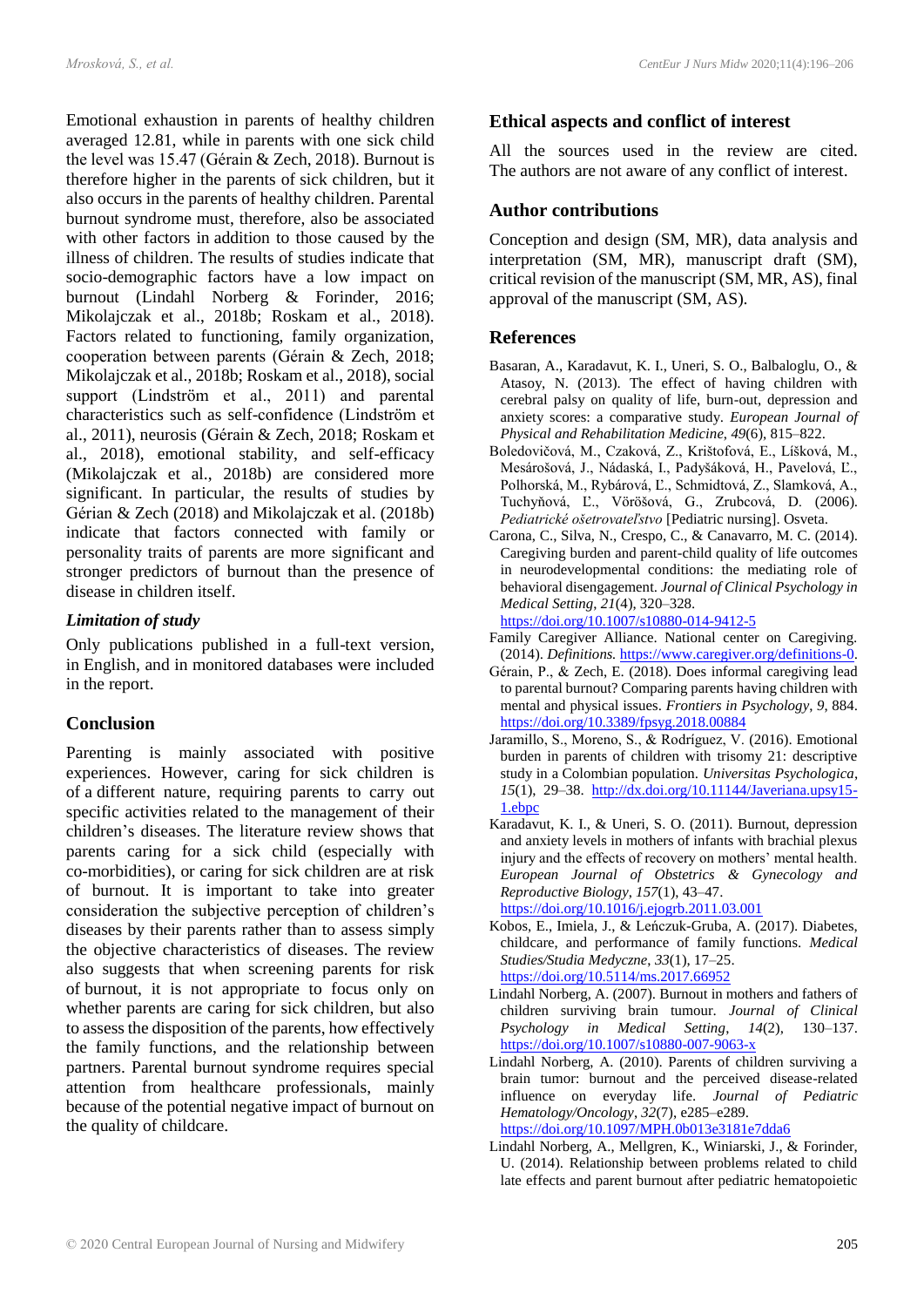Emotional exhaustion in parents of healthy children averaged 12.81, while in parents with one sick child the level was 15.47 (Gérain & Zech, 2018). Burnout is therefore higher in the parents of sick children, but it also occurs in the parents of healthy children. Parental burnout syndrome must, therefore, also be associated with other factors in addition to those caused by the illness of children. The results of studies indicate that socio-demographic factors have a low impact on burnout (Lindahl Norberg & Forinder, 2016; Mikolajczak et al., 2018b; Roskam et al., 2018). Factors related to functioning, family organization, cooperation between parents (Gérain & Zech, 2018; Mikolajczak et al., 2018b; Roskam et al., 2018), social support (Lindström et al., 2011) and parental characteristics such as self-confidence (Lindström et al., 2011), neurosis (Gérain & Zech, 2018; Roskam et al., 2018), emotional stability, and self-efficacy (Mikolajczak et al., 2018b) are considered more significant. In particular, the results of studies by Gérian & Zech (2018) and Mikolajczak et al. (2018b) indicate that factors connected with family or personality traits of parents are more significant and stronger predictors of burnout than the presence of disease in children itself.

### *Limitation of study*

Only publications published in a full-text version, in English, and in monitored databases were included in the report.

## Conclusion

Parenting is mainly associated with positive experiences. However, caring for sick children is of a different nature, requiring parents to carry out specific activities related to the management of their children's diseases. The literature review shows that parents caring for a sick child (especially with co-morbidities), or caring for sick children are at risk of burnout. It is important to take into greater consideration the subjective perception of children's diseases by their parents rather than to assess simply the objective characteristics of diseases. The review also suggests that when screening parents for risk of burnout, it is not appropriate to focus only on whether parents are caring for sick children, but also to assess the disposition of the parents, how effectively the family functions, and the relationship between partners. Parental burnout syndrome requires special attention from healthcare professionals, mainly because of the potential negative impact of burnout on the quality of childcare.

## Ethical aspects and conflict of interest

All the sources used in the review are cited. The authors are not aware of any conflict of interest.

## Author contributions

Conception and design (SM, MR), data analysis and interpretation (SM, MR), manuscript draft (SM), critical revision of the manuscript (SM, MR, AS), final approval of the manuscript (SM, AS).

## References

Basaran, A., Karadavut, K. I., Uneri, S. O., Balbaloglu, O., & Atasoy, N. (2013). The effect of having children with cerebral palsy on quality of life, burn-out, depression and anxiety scores: a comparative study. *European Journal of Physical and Rehabilitation Medicine*, *49*(6), 815–822.

Boledovičová, M., Czaková, Z., Krištofová, E., Líšková, M., Mesárošová, J., Nádaská, I., Padyšáková, H., Pavelová, Ľ., Polhorská, M., Rybárová, Ľ., Schmidtová, Z., Slamková, A., Tuchyňová, Ľ., Vörösová, G., Zrubcová, D. (2006). *Pediatrické ošetrovateľstvo* [Pediatric nursing]. Osveta.

Carona, C., Silva, N., Crespo, C., & Canavarro, M. C. (2014). Caregiving burden and parent-child quality of life outcomes in neurodevelopmental conditions: the mediating role of behavioral disengagement. *Journal of Clinical Psychology in Medical Setting*, *21*(4), 320–328. https://doi.org/10.1007/s10880-014-9412-5

Family Caregiver Alliance. National center on Caregiving. (2014). *Definitions.* https://www.caregiver.org/definitions-0.

Gérain, P., & Zech, E. (2018). Does informal caregiving lead to parental burnout? Comparing parents having children with mental and physical issues. *Frontiers in Psychology*, *9*, 884. https://doi.org/10.3389/fpsyg.2018.00884

Jaramillo, S., Moreno, S., & Rodríguez, V. (2016). Emotional burden in parents of children with trisomy 21: descriptive study in a Colombian population. *Universitas Psychologica*, *15*(1), 29–38. http://dx.doi.org/10.11144/Javeriana.upsy15-1.ebpc

Karadavut, K. I., & Uneri, S. O. (2011). Burnout, depression and anxiety levels in mothers of infants with brachial plexus injury and the effects of recovery on mothers' mental health. *European Journal of Obstetrics & Gynecology and Reproductive Biology*, *157*(1), 43–47. https://doi.org/10.1016/j.ejogrb.2011.03.001

Kobos, E., Imiela, J., & Leńczuk-Gruba, A. (2017). Diabetes, childcare, and performance of family functions. *Medical Studies/Studia Medyczne*, *33*(1), 17–25. https://doi.org/10.5114/ms.2017.66952

Lindahl Norberg, A. (2007). Burnout in mothers and fathers of children surviving brain tumour. *Journal of Clinical Psychology in Medical Setting*, *14*(2), 130–137. https://doi.org/10.1007/s10880-007-9063-x

Lindahl Norberg, A. (2010). Parents of children surviving a brain tumor: burnout and the perceived disease-related influence on everyday life. *Journal of Pediatric Hematology/Oncology*, *32*(7), e285–e289. https://doi.org/10.1097/MPH.0b013e3181e7dda6

Lindahl Norberg, A., Mellgren, K., Winiarski, J., & Forinder, U. (2014). Relationship between problems related to child late effects and parent burnout after pediatric hematopoietic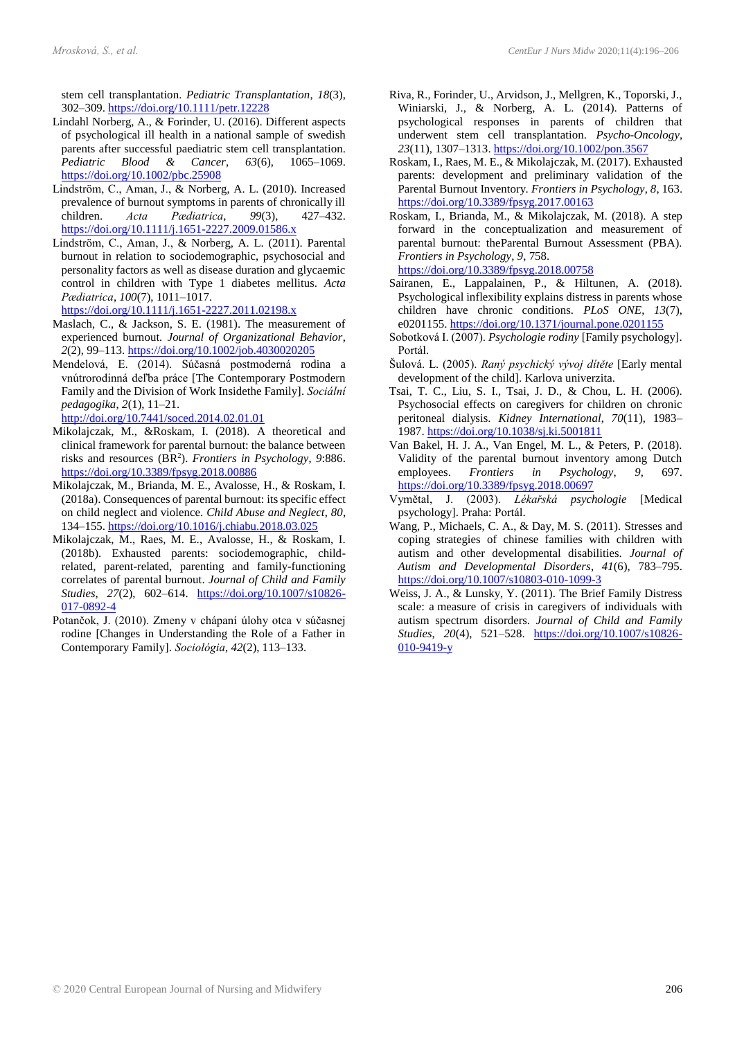stem cell transplantation. *Pediatric Transplantation*, *18*(3), 302–309. https://doi.org/10.1111/petr.12228

Lindahl Norberg, A., & Forinder, U. (2016). Different aspects of psychological ill health in a national sample of swedish parents after successful paediatric stem cell transplantation. *Pediatric Blood & Cancer*, *63*(6), 1065–1069. https://doi.org/10.1002/pbc.25908

Lindström, C., Aman, J., & Norberg, A. L. (2010). Increased prevalence of burnout symptoms in parents of chronically ill children. *Acta Pædiatrica*, *99*(3), 427–432. https://doi.org/10.1111/j.1651-2227.2009.01586.x

Lindström, C., Aman, J., & Norberg, A. L. (2011). Parental burnout in relation to sociodemographic, psychosocial and personality factors as well as disease duration and glycaemic control in children with Type 1 diabetes mellitus. *Acta Pædiatrica*, *100*(7), 1011–1017. https://doi.org/10.1111/j.1651-2227.2011.02198.x

Maslach, C., & Jackson, S. E. (1981). The measurement of experienced burnout. *Journal of Organizational Behavior*, *2*(2), 99–113. https://doi.org/10.1002/job.4030020205

Mendelová, E. (2014). Súčasná postmoderná rodina a vnútrorodinná deľba práce [The Contemporary Postmodern Family and the Division of Work Insidethe Family]. *Sociální pedagogika*, *2*(1), 11–21. http://doi.org/10.7441/soced.2014.02.01.01

Mikolajczak, M., &Roskam, I. (2018). A theoretical and clinical framework for parental burnout: the balance between risks and resources (BR²). *Frontiers in Psychology*, *9*:886. https://doi.org/10.3389/fpsyg.2018.00886

Mikolajczak, M., Brianda, M. E., Avalosse, H., & Roskam, I. (2018a). Consequences of parental burnout: its specific effect on child neglect and violence. *Child Abuse and Neglect*, *80*, 134–155. https://doi.org/10.1016/j.chiabu.2018.03.025

Mikolajczak, M., Raes, M. E., Avalosse, H., & Roskam, I. (2018b). Exhausted parents: sociodemographic, child-related, parent-related, parenting and family-functioning correlates of parental burnout. *Journal of Child and Family Studies*, *27*(2), 602–614. https://doi.org/10.1007/s10826-017-0892-4

Potančok, J. (2010). Zmeny v chápaní úlohy otca v súčasnej rodine [Changes in Understanding the Role of a Father in Contemporary Family]. *Sociológia*, *42*(2), 113–133.

Riva, R., Forinder, U., Arvidson, J., Mellgren, K., Toporski, J., Winiarski, J., & Norberg, A. L. (2014). Patterns of psychological responses in parents of children that underwent stem cell transplantation. *Psycho-Oncology*, *23*(11), 1307–1313. https://doi.org/10.1002/pon.3567

Roskam, I., Raes, M. E., & Mikolajczak, M. (2017). Exhausted parents: development and preliminary validation of the Parental Burnout Inventory. *Frontiers in Psychology*, *8*, 163. https://doi.org/10.3389/fpsyg.2017.00163

Roskam, I., Brianda, M., & Mikolajczak, M. (2018). A step forward in the conceptualization and measurement of parental burnout: theParental Burnout Assessment (PBA). *Frontiers in Psychology*, *9*, 758. https://doi.org/10.3389/fpsyg.2018.00758

Sairanen, E., Lappalainen, P., & Hiltunen, A. (2018). Psychological inflexibility explains distress in parents whose children have chronic conditions. *PLoS ONE*, *13*(7), e0201155. https://doi.org/10.1371/journal.pone.0201155

Sobotková I. (2007). *Psychologie rodiny* [Family psychology]. Portál.

Šulová. L. (2005). *Raný psychický vývoj dítěte* [Early mental development of the child]. Karlova univerzita.

Tsai, T. C., Liu, S. I., Tsai, J. D., & Chou, L. H. (2006). Psychosocial effects on caregivers for children on chronic peritoneal dialysis. *Kidney International*, *70*(11), 1983–1987. https://doi.org/10.1038/sj.ki.5001811

Van Bakel, H. J. A., Van Engel, M. L., & Peters, P. (2018). Validity of the parental burnout inventory among Dutch employees. *Frontiers in Psychology*, *9*, 697. https://doi.org/10.3389/fpsyg.2018.00697

Vymětal, J. (2003). *Lékařská psychologie* [Medical psychology]. Praha: Portál.

Wang, P., Michaels, C. A., & Day, M. S. (2011). Stresses and coping strategies of chinese families with children with autism and other developmental disabilities. *Journal of Autism and Developmental Disorders*, *41*(6), 783–795. https://doi.org/10.1007/s10803-010-1099-3

Weiss, J. A., & Lunsky, Y. (2011). The Brief Family Distress scale: a measure of crisis in caregivers of individuals with autism spectrum disorders. *Journal of Child and Family Studies*, *20*(4), 521–528. https://doi.org/10.1007/s10826-010-9419-y